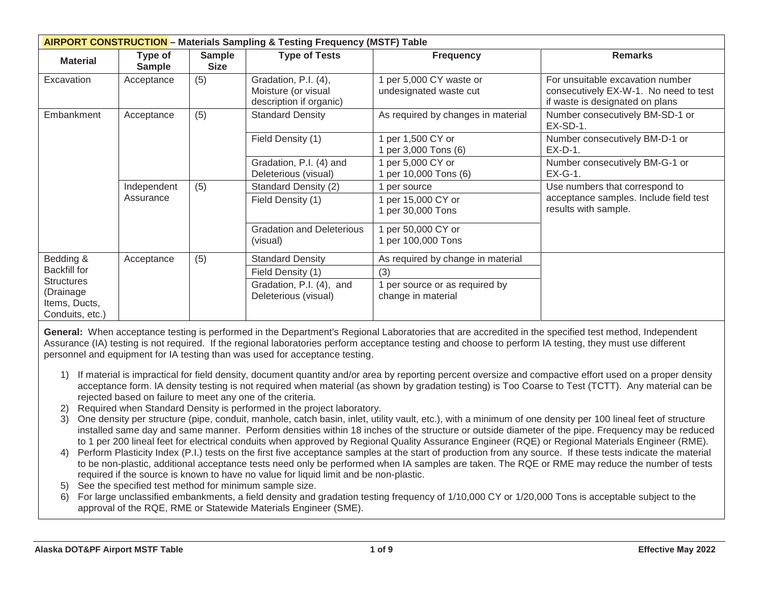| **AIRPORT CONSTRUCTION – Materials Sampling & Testing Frequency (MSTF) Table** | | | | | |
|---|---|---|---|---|---|
| **Material** | **Type of Sample** | **Sample Size** | **Type of Tests** | **Frequency** | **Remarks** |
| Excavation | Acceptance | (5) | Gradation, P.I. (4), Moisture (or visual description if organic) | 1 per 5,000 CY waste or undesignated waste cut | For unsuitable excavation number consecutively EX-W-1. No need to test if waste is designated on plans |
| Embankment | Acceptance | (5) | Standard Density | As required by changes in material | Number consecutively BM-SD-1 or EX-SD-1. |
| | | | Field Density (1) | 1 per 1,500 CY or 1 per 3,000 Tons (6) | Number consecutively BM-D-1 or EX-D-1. |
| | | | Gradation, P.I. (4) and Deleterious (visual) | 1 per 5,000 CY or 1 per 10,000 Tons (6) | Number consecutively BM-G-1 or EX-G-1. |
| | Independent Assurance | (5) | Standard Density (2) | 1 per source | Use numbers that correspond to acceptance samples. Include field test results with sample. |
| | | | Field Density (1) | 1 per 15,000 CY or 1 per 30,000 Tons | |
| | | | Gradation and Deleterious (visual) | 1 per 50,000 CY or 1 per 100,000 Tons | |
| Bedding & Backfill for Structures (Drainage Items, Ducts, Conduits, etc.) | Acceptance | (5) | Standard Density | As required by change in material | |
| | | | Field Density (1) | (3) | |
| | | | Gradation, P.I. (4), and Deleterious (visual) | 1 per source or as required by change in material | |

**General:** When acceptance testing is performed in the Department's Regional Laboratories that are accredited in the specified test method, Independent Assurance (IA) testing is not required. If the regional laboratories perform acceptance testing and choose to perform IA testing, they must use different personnel and equipment for IA testing than was used for acceptance testing.

1) If material is impractical for field density, document quantity and/or area by reporting percent oversize and compactive effort used on a proper density acceptance form. IA density testing is not required when material (as shown by gradation testing) is Too Coarse to Test (TCTT). Any material can be rejected based on failure to meet any one of the criteria.
2) Required when Standard Density is performed in the project laboratory.
3) One density per structure (pipe, conduit, manhole, catch basin, inlet, utility vault, etc.), with a minimum of one density per 100 lineal feet of structure installed same day and same manner. Perform densities within 18 inches of the structure or outside diameter of the pipe. Frequency may be reduced to 1 per 200 lineal feet for electrical conduits when approved by Regional Quality Assurance Engineer (RQE) or Regional Materials Engineer (RME).
4) Perform Plasticity Index (P.I.) tests on the first five acceptance samples at the start of production from any source. If these tests indicate the material to be non-plastic, additional acceptance tests need only be performed when IA samples are taken. The RQE or RME may reduce the number of tests required if the source is known to have no value for liquid limit and be non-plastic.
5) See the specified test method for minimum sample size.
6) For large unclassified embankments, a field density and gradation testing frequency of 1/10,000 CY or 1/20,000 Tons is acceptable subject to the approval of the RQE, RME or Statewide Materials Engineer (SME).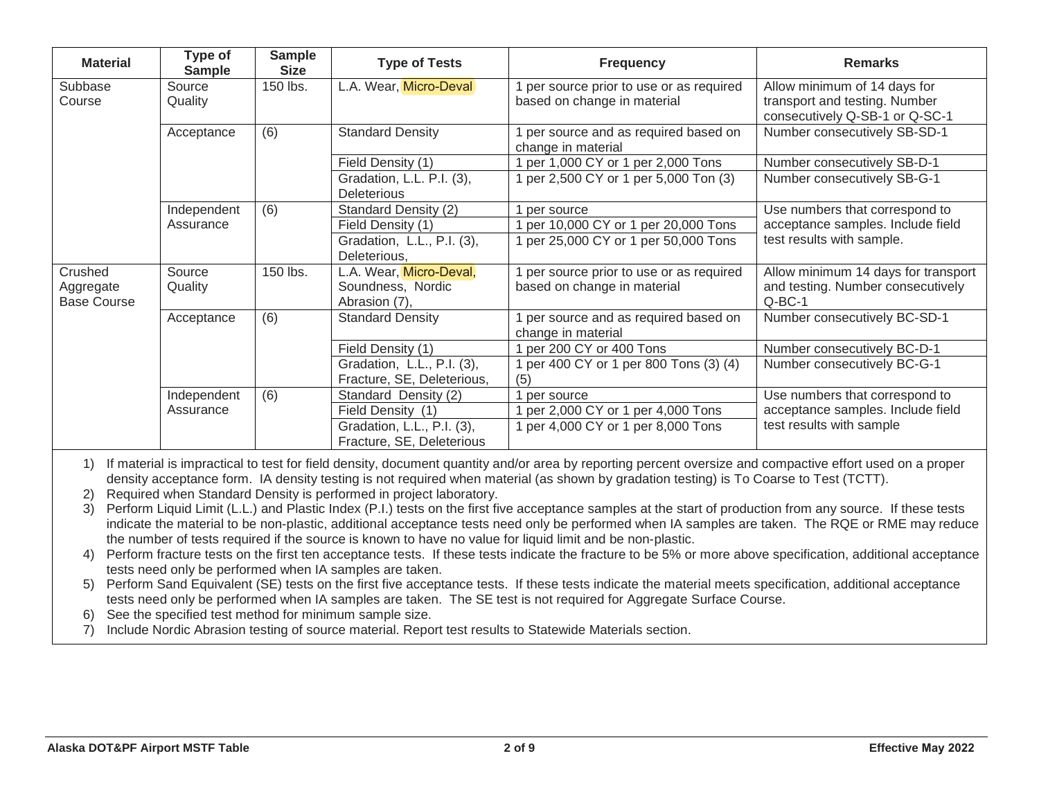| Material | Type of Sample | Sample Size | Type of Tests | Frequency | Remarks |
|---|---|---|---|---|---|
| Subbase Course | Source Quality | 150 lbs. | L.A. Wear, Micro-Deval | 1 per source prior to use or as required based on change in material | Allow minimum of 14 days for transport and testing. Number consecutively Q-SB-1 or Q-SC-1 |
| | Acceptance | (6) | Standard Density | 1 per source and as required based on change in material | Number consecutively SB-SD-1 |
| | | | Field Density (1) | 1 per 1,000 CY or 1 per 2,000 Tons | Number consecutively SB-D-1 |
| | | | Gradation, L.L. P.I. (3), Deleterious | 1 per 2,500 CY or 1 per 5,000 Ton (3) | Number consecutively SB-G-1 |
| | Independent Assurance | (6) | Standard Density (2) | 1 per source | Use numbers that correspond to acceptance samples. Include field test results with sample. |
| | | | Field Density (1) | 1 per 10,000 CY or 1 per 20,000 Tons | |
| | | | Gradation, L.L., P.I. (3), Deleterious, | 1 per 25,000 CY or 1 per 50,000 Tons | |
| Crushed Aggregate Base Course | Source Quality | 150 lbs. | L.A. Wear, Micro-Deval, Soundness, Nordic Abrasion (7), | 1 per source prior to use or as required based on change in material | Allow minimum 14 days for transport and testing. Number consecutively Q-BC-1 |
| | Acceptance | (6) | Standard Density | 1 per source and as required based on change in material | Number consecutively BC-SD-1 |
| | | | Field Density (1) | 1 per 200 CY or 400 Tons | Number consecutively BC-D-1 |
| | | | Gradation, L.L., P.I. (3), Fracture, SE, Deleterious, | 1 per 400 CY or 1 per 800 Tons (3) (4) (5) | Number consecutively BC-G-1 |
| | Independent Assurance | (6) | Standard Density (2) | 1 per source | Use numbers that correspond to acceptance samples. Include field test results with sample |
| | | | Field Density (1) | 1 per 2,000 CY or 1 per 4,000 Tons | |
| | | | Gradation, L.L., P.I. (3), Fracture, SE, Deleterious | 1 per 4,000 CY or 1 per 8,000 Tons | |

1) If material is impractical to test for field density, document quantity and/or area by reporting percent oversize and compactive effort used on a proper density acceptance form. IA density testing is not required when material (as shown by gradation testing) is To Coarse to Test (TCTT).
2) Required when Standard Density is performed in project laboratory.
3) Perform Liquid Limit (L.L.) and Plastic Index (P.I.) tests on the first five acceptance samples at the start of production from any source. If these tests indicate the material to be non-plastic, additional acceptance tests need only be performed when IA samples are taken. The RQE or RME may reduce the number of tests required if the source is known to have no value for liquid limit and be non-plastic.
4) Perform fracture tests on the first ten acceptance tests. If these tests indicate the fracture to be 5% or more above specification, additional acceptance tests need only be performed when IA samples are taken.
5) Perform Sand Equivalent (SE) tests on the first five acceptance tests. If these tests indicate the material meets specification, additional acceptance tests need only be performed when IA samples are taken. The SE test is not required for Aggregate Surface Course.
6) See the specified test method for minimum sample size.
7) Include Nordic Abrasion testing of source material. Report test results to Statewide Materials section.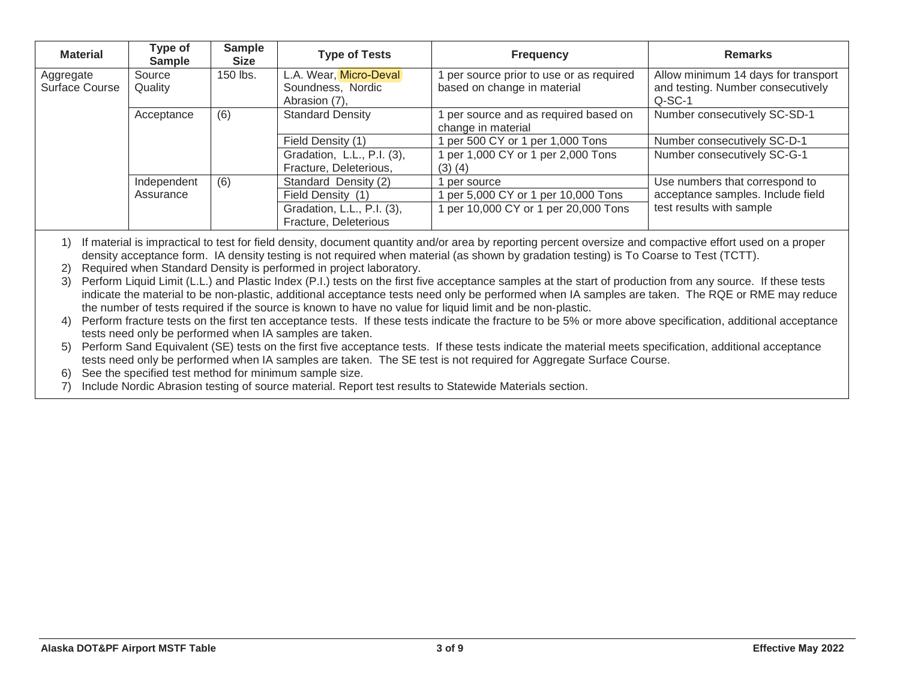| Material | Type of Sample | Sample Size | Type of Tests | Frequency | Remarks |
|---|---|---|---|---|---|
| Aggregate Surface Course | Source Quality | 150 lbs. | L.A. Wear, Micro-Deval Soundness, Nordic Abrasion (7), | 1 per source prior to use or as required based on change in material | Allow minimum 14 days for transport and testing. Number consecutively Q-SC-1 |
| | Acceptance | (6) | Standard Density | 1 per source and as required based on change in material | Number consecutively SC-SD-1 |
| | | | Field Density (1) | 1 per 500 CY or 1 per 1,000 Tons | Number consecutively SC-D-1 |
| | | | Gradation, L.L., P.I. (3), Fracture, Deleterious, | 1 per 1,000 CY or 1 per 2,000 Tons (3) (4) | Number consecutively SC-G-1 |
| | Independent Assurance | (6) | Standard Density (2) | 1 per source | Use numbers that correspond to acceptance samples. Include field test results with sample |
| | | | Field Density (1) | 1 per 5,000 CY or 1 per 10,000 Tons | |
| | | | Gradation, L.L., P.I. (3), Fracture, Deleterious | 1 per 10,000 CY or 1 per 20,000 Tons | |

1) If material is impractical to test for field density, document quantity and/or area by reporting percent oversize and compactive effort used on a proper density acceptance form. IA density testing is not required when material (as shown by gradation testing) is To Coarse to Test (TCTT).
2) Required when Standard Density is performed in project laboratory.
3) Perform Liquid Limit (L.L.) and Plastic Index (P.I.) tests on the first five acceptance samples at the start of production from any source. If these tests indicate the material to be non-plastic, additional acceptance tests need only be performed when IA samples are taken. The RQE or RME may reduce the number of tests required if the source is known to have no value for liquid limit and be non-plastic.
4) Perform fracture tests on the first ten acceptance tests. If these tests indicate the fracture to be 5% or more above specification, additional acceptance tests need only be performed when IA samples are taken.
5) Perform Sand Equivalent (SE) tests on the first five acceptance tests. If these tests indicate the material meets specification, additional acceptance tests need only be performed when IA samples are taken. The SE test is not required for Aggregate Surface Course.
6) See the specified test method for minimum sample size.
7) Include Nordic Abrasion testing of source material. Report test results to Statewide Materials section.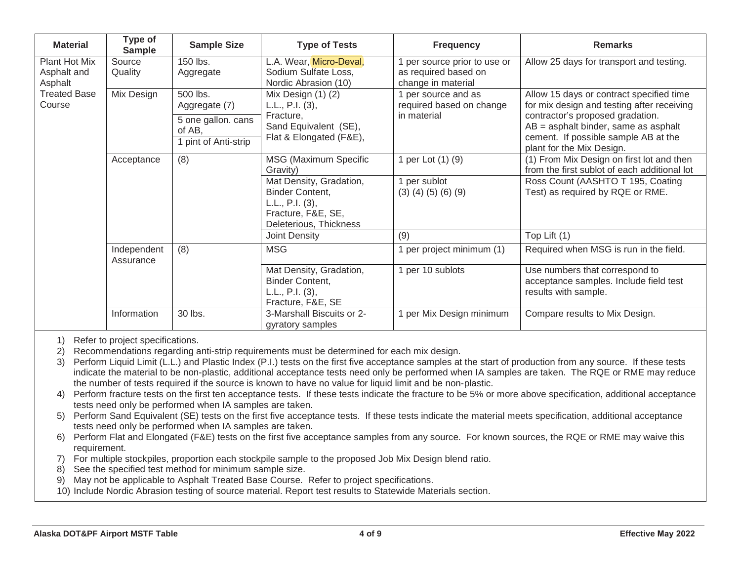| Material | Type of Sample | Sample Size | Type of Tests | Frequency | Remarks |
|---|---|---|---|---|---|
| Plant Hot Mix Asphalt and Asphalt Treated Base Course | Source Quality | 150 lbs. Aggregate | L.A. Wear, Micro-Deval, Sodium Sulfate Loss, Nordic Abrasion (10) | 1 per source prior to use or as required based on change in material | Allow 25 days for transport and testing. |
| | Mix Design | 500 lbs. Aggregate (7) | Mix Design (1) (2) L.L., P.I. (3), Fracture, Sand Equivalent (SE), Flat & Elongated (F&E), | 1 per source and as required based on change in material | Allow 15 days or contract specified time for mix design and testing after receiving contractor's proposed gradation. AB = asphalt binder, same as asphalt cement. If possible sample AB at the plant for the Mix Design. |
| | | 5 one gallon. cans of AB, | | | |
| | | 1 pint of Anti-strip | | | |
| | Acceptance | (8) | MSG (Maximum Specific Gravity) | 1 per Lot (1) (9) | (1) From Mix Design on first lot and then from the first sublot of each additional lot |
| | | | Mat Density, Gradation, Binder Content, L.L., P.I. (3), Fracture, F&E, SE, Deleterious, Thickness | 1 per sublot (3) (4) (5) (6) (9) | Ross Count (AASHTO T 195, Coating Test) as required by RQE or RME. |
| | | | Joint Density | (9) | Top Lift (1) |
| | Independent Assurance | (8) | MSG | 1 per project minimum (1) | Required when MSG is run in the field. |
| | | | Mat Density, Gradation, Binder Content, L.L., P.I. (3), Fracture, F&E, SE | 1 per 10 sublots | Use numbers that correspond to acceptance samples. Include field test results with sample. |
| | Information | 30 lbs. | 3-Marshall Biscuits or 2-gyratory samples | 1 per Mix Design minimum | Compare results to Mix Design. |

1) Refer to project specifications.
2) Recommendations regarding anti-strip requirements must be determined for each mix design.
3) Perform Liquid Limit (L.L.) and Plastic Index (P.I.) tests on the first five acceptance samples at the start of production from any source. If these tests indicate the material to be non-plastic, additional acceptance tests need only be performed when IA samples are taken. The RQE or RME may reduce the number of tests required if the source is known to have no value for liquid limit and be non-plastic.
4) Perform fracture tests on the first ten acceptance tests. If these tests indicate the fracture to be 5% or more above specification, additional acceptance tests need only be performed when IA samples are taken.
5) Perform Sand Equivalent (SE) tests on the first five acceptance tests. If these tests indicate the material meets specification, additional acceptance tests need only be performed when IA samples are taken.
6) Perform Flat and Elongated (F&E) tests on the first five acceptance samples from any source. For known sources, the RQE or RME may waive this requirement.
7) For multiple stockpiles, proportion each stockpile sample to the proposed Job Mix Design blend ratio.
8) See the specified test method for minimum sample size.
9) May not be applicable to Asphalt Treated Base Course. Refer to project specifications.
10) Include Nordic Abrasion testing of source material. Report test results to Statewide Materials section.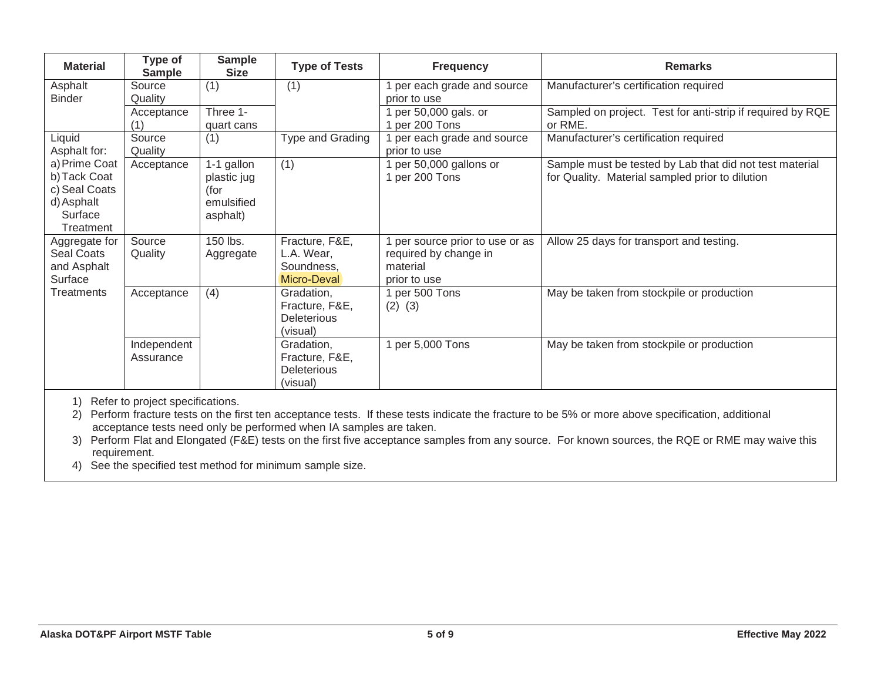| Material | Type of Sample | Sample Size | Type of Tests | Frequency | Remarks |
|---|---|---|---|---|---|
| Asphalt Binder | Source Quality | (1) | (1) | 1 per each grade and source prior to use | Manufacturer's certification required |
| | Acceptance (1) | Three 1-quart cans | | 1 per 50,000 gals. or 1 per 200 Tons | Sampled on project. Test for anti-strip if required by RQE or RME. |
| Liquid Asphalt for: a) Prime Coat b) Tack Coat c) Seal Coats d) Asphalt Surface Treatment | Source Quality | (1) | Type and Grading | 1 per each grade and source prior to use | Manufacturer's certification required |
| | Acceptance | 1-1 gallon plastic jug (for emulsified asphalt) | (1) | 1 per 50,000 gallons or 1 per 200 Tons | Sample must be tested by Lab that did not test material for Quality. Material sampled prior to dilution |
| Aggregate for Seal Coats and Asphalt Surface Treatments | Source Quality | 150 lbs. Aggregate | Fracture, F&E, L.A. Wear, Soundness, Micro-Deval | 1 per source prior to use or as required by change in material prior to use | Allow 25 days for transport and testing. |
| | Acceptance | (4) | Gradation, Fracture, F&E, Deleterious (visual) | 1 per 500 Tons (2) (3) | May be taken from stockpile or production |
| | Independent Assurance | | Gradation, Fracture, F&E, Deleterious (visual) | 1 per 5,000 Tons | May be taken from stockpile or production |

1) Refer to project specifications.
2) Perform fracture tests on the first ten acceptance tests. If these tests indicate the fracture to be 5% or more above specification, additional acceptance tests need only be performed when IA samples are taken.
3) Perform Flat and Elongated (F&E) tests on the first five acceptance samples from any source. For known sources, the RQE or RME may waive this requirement.
4) See the specified test method for minimum sample size.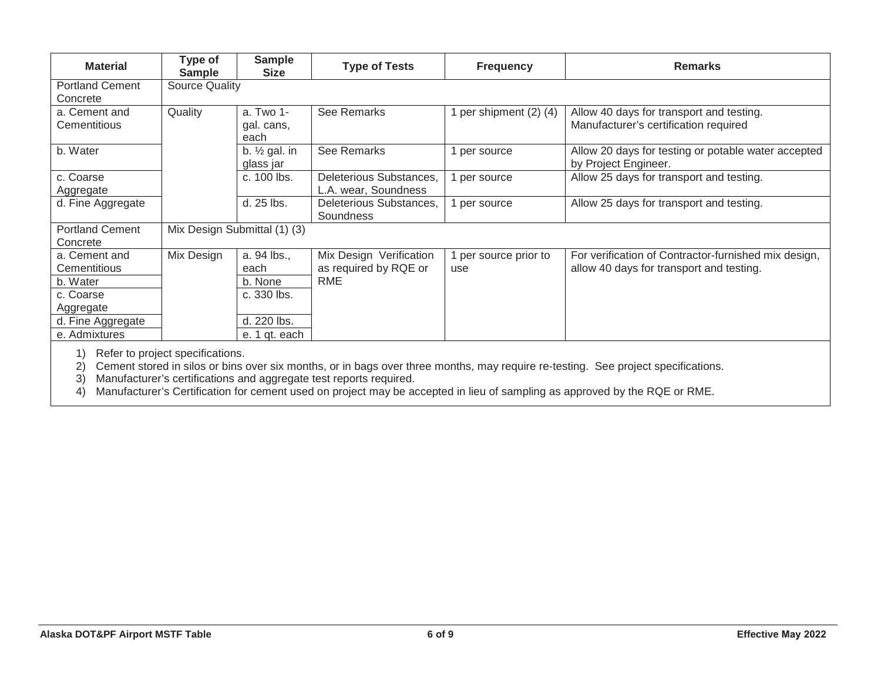| Material | Type of Sample | Sample Size | Type of Tests | Frequency | Remarks |
|---|---|---|---|---|---|
| Portland Cement Concrete | Source Quality | | | | |
| a. Cement and Cementitious | Quality | a. Two 1-gal. cans, each | See Remarks | 1 per shipment (2) (4) | Allow 40 days for transport and testing. Manufacturer's certification required |
| b. Water | | b. ½ gal. in glass jar | See Remarks | 1 per source | Allow 20 days for testing or potable water accepted by Project Engineer. |
| c. Coarse Aggregate | | c. 100 lbs. | Deleterious Substances, L.A. wear, Soundness | 1 per source | Allow 25 days for transport and testing. |
| d. Fine Aggregate | | d. 25 lbs. | Deleterious Substances, Soundness | 1 per source | Allow 25 days for transport and testing. |
| Portland Cement Concrete | Mix Design Submittal (1) (3) | | | | |
| a. Cement and Cementitious | Mix Design | a. 94 lbs., each | Mix Design Verification as required by RQE or RME | 1 per source prior to use | For verification of Contractor-furnished mix design, allow 40 days for transport and testing. |
| b. Water | | b. None | | | |
| c. Coarse Aggregate | | c. 330 lbs. | | | |
| d. Fine Aggregate | | d. 220 lbs. | | | |
| e. Admixtures | | e. 1 qt. each | | | |

1) Refer to project specifications.
2) Cement stored in silos or bins over six months, or in bags over three months, may require re-testing. See project specifications.
3) Manufacturer's certifications and aggregate test reports required.
4) Manufacturer's Certification for cement used on project may be accepted in lieu of sampling as approved by the RQE or RME.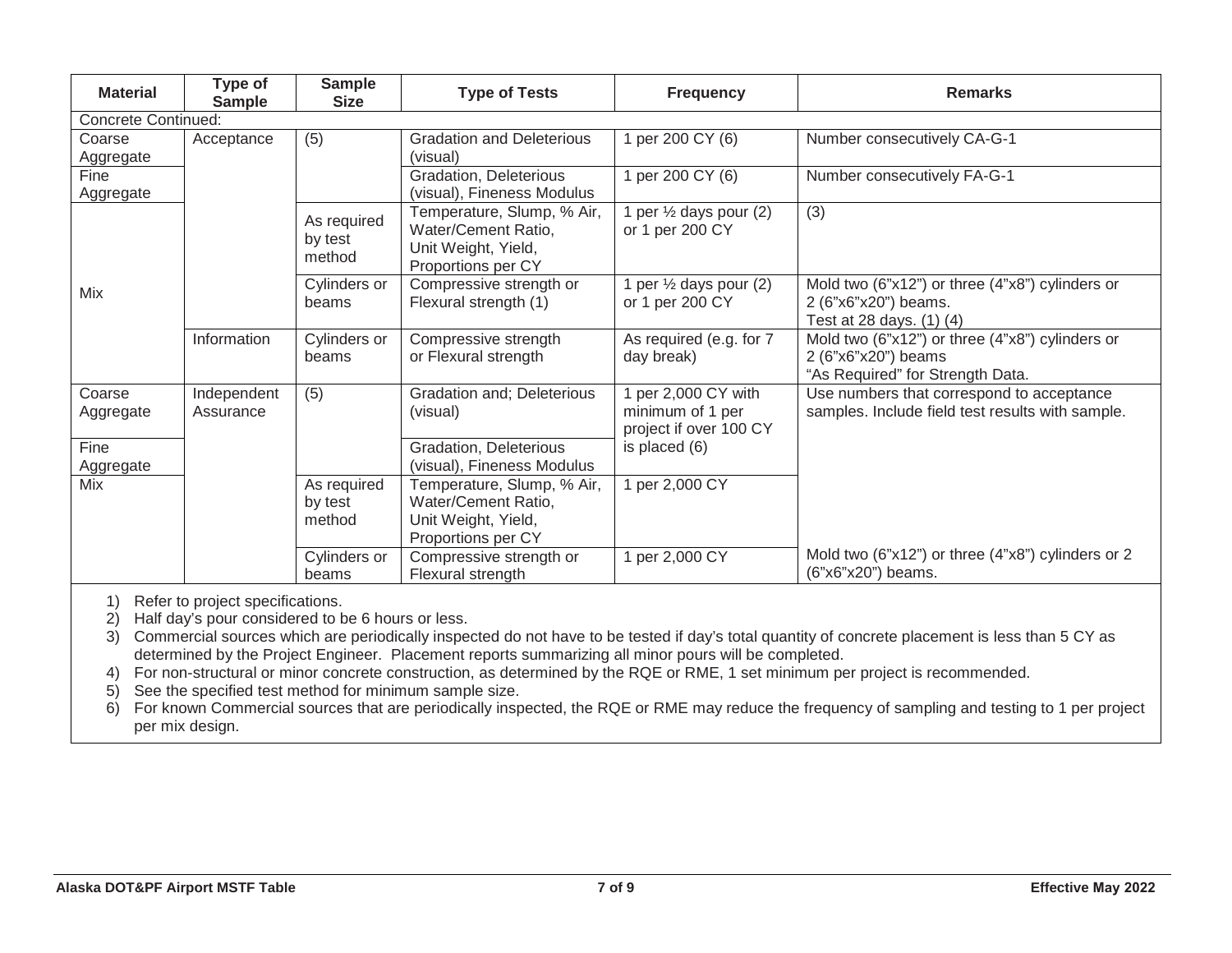| Material | Type of Sample | Sample Size | Type of Tests | Frequency | Remarks |
|---|---|---|---|---|---|
| Concrete Continued: | | | | | |
| Coarse Aggregate | Acceptance | (5) | Gradation and Deleterious (visual) | 1 per 200 CY (6) | Number consecutively CA-G-1 |
| Fine Aggregate | | | Gradation, Deleterious (visual), Fineness Modulus | 1 per 200 CY (6) | Number consecutively FA-G-1 |
| Mix | | As required by test method | Temperature, Slump, % Air, Water/Cement Ratio, Unit Weight, Yield, Proportions per CY | 1 per ½ days pour (2) or 1 per 200 CY | (3) |
| | | Cylinders or beams | Compressive strength or Flexural strength (1) | 1 per ½ days pour (2) or 1 per 200 CY | Mold two (6"x12") or three (4"x8") cylinders or 2 (6"x6"x20") beams. Test at 28 days. (1) (4) |
| | Information | Cylinders or beams | Compressive strength or Flexural strength | As required (e.g. for 7 day break) | Mold two (6"x12") or three (4"x8") cylinders or 2 (6"x6"x20") beams "As Required" for Strength Data. |
| Coarse Aggregate | Independent Assurance | (5) | Gradation and; Deleterious (visual) | 1 per 2,000 CY with minimum of 1 per project if over 100 CY is placed (6) | Use numbers that correspond to acceptance samples. Include field test results with sample. |
| Fine Aggregate | | | Gradation, Deleterious (visual), Fineness Modulus | | |
| Mix | | As required by test method | Temperature, Slump, % Air, Water/Cement Ratio, Unit Weight, Yield, Proportions per CY | 1 per 2,000 CY | |
| | | Cylinders or beams | Compressive strength or Flexural strength | 1 per 2,000 CY | Mold two (6"x12") or three (4"x8") cylinders or 2 (6"x6"x20") beams. |

1) Refer to project specifications.
2) Half day's pour considered to be 6 hours or less.
3) Commercial sources which are periodically inspected do not have to be tested if day's total quantity of concrete placement is less than 5 CY as determined by the Project Engineer. Placement reports summarizing all minor pours will be completed.
4) For non-structural or minor concrete construction, as determined by the RQE or RME, 1 set minimum per project is recommended.
5) See the specified test method for minimum sample size.
6) For known Commercial sources that are periodically inspected, the RQE or RME may reduce the frequency of sampling and testing to 1 per project per mix design.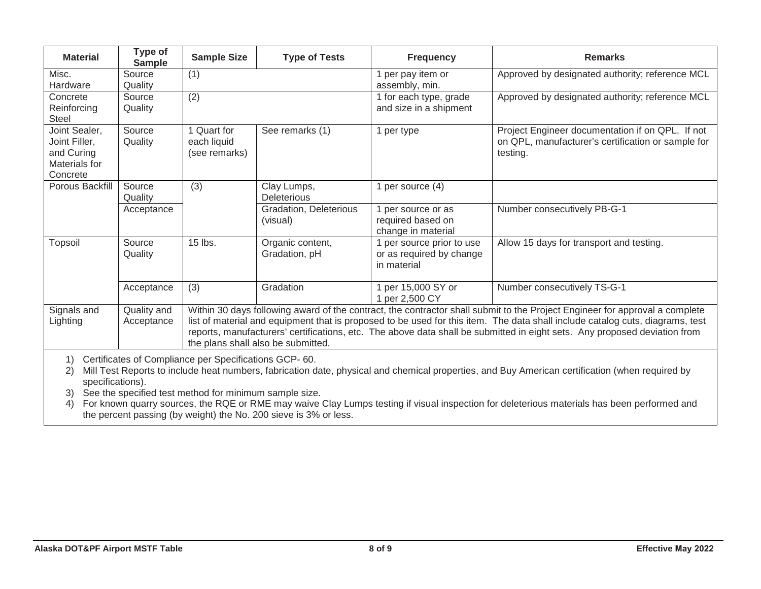| Material | Type of Sample | Sample Size | Type of Tests | Frequency | Remarks |
|---|---|---|---|---|---|
| Misc. Hardware | Source Quality | (1) | | 1 per pay item or assembly, min. | Approved by designated authority; reference MCL |
| Concrete Reinforcing Steel | Source Quality | (2) | | 1 for each type, grade and size in a shipment | Approved by designated authority; reference MCL |
| Joint Sealer, Joint Filler, and Curing Materials for Concrete | Source Quality | 1 Quart for each liquid (see remarks) | See remarks (1) | 1 per type | Project Engineer documentation if on QPL. If not on QPL, manufacturer's certification or sample for testing. |
| Porous Backfill | Source Quality | (3) | Clay Lumps, Deleterious | 1 per source (4) | |
| | Acceptance | | Gradation, Deleterious (visual) | 1 per source or as required based on change in material | Number consecutively PB-G-1 |
| Topsoil | Source Quality | 15 lbs. | Organic content, Gradation, pH | 1 per source prior to use or as required by change in material | Allow 15 days for transport and testing. |
| | Acceptance | (3) | Gradation | 1 per 15,000 SY or 1 per 2,500 CY | Number consecutively TS-G-1 |
| Signals and Lighting | Quality and Acceptance | Within 30 days following award of the contract, the contractor shall submit to the Project Engineer for approval a complete list of material and equipment that is proposed to be used for this item. The data shall include catalog cuts, diagrams, test reports, manufacturers' certifications, etc. The above data shall be submitted in eight sets. Any proposed deviation from the plans shall also be submitted. | | | |

1) Certificates of Compliance per Specifications GCP- 60.
2) Mill Test Reports to include heat numbers, fabrication date, physical and chemical properties, and Buy American certification (when required by specifications).
3) See the specified test method for minimum sample size.
4) For known quarry sources, the RQE or RME may waive Clay Lumps testing if visual inspection for deleterious materials has been performed and the percent passing (by weight) the No. 200 sieve is 3% or less.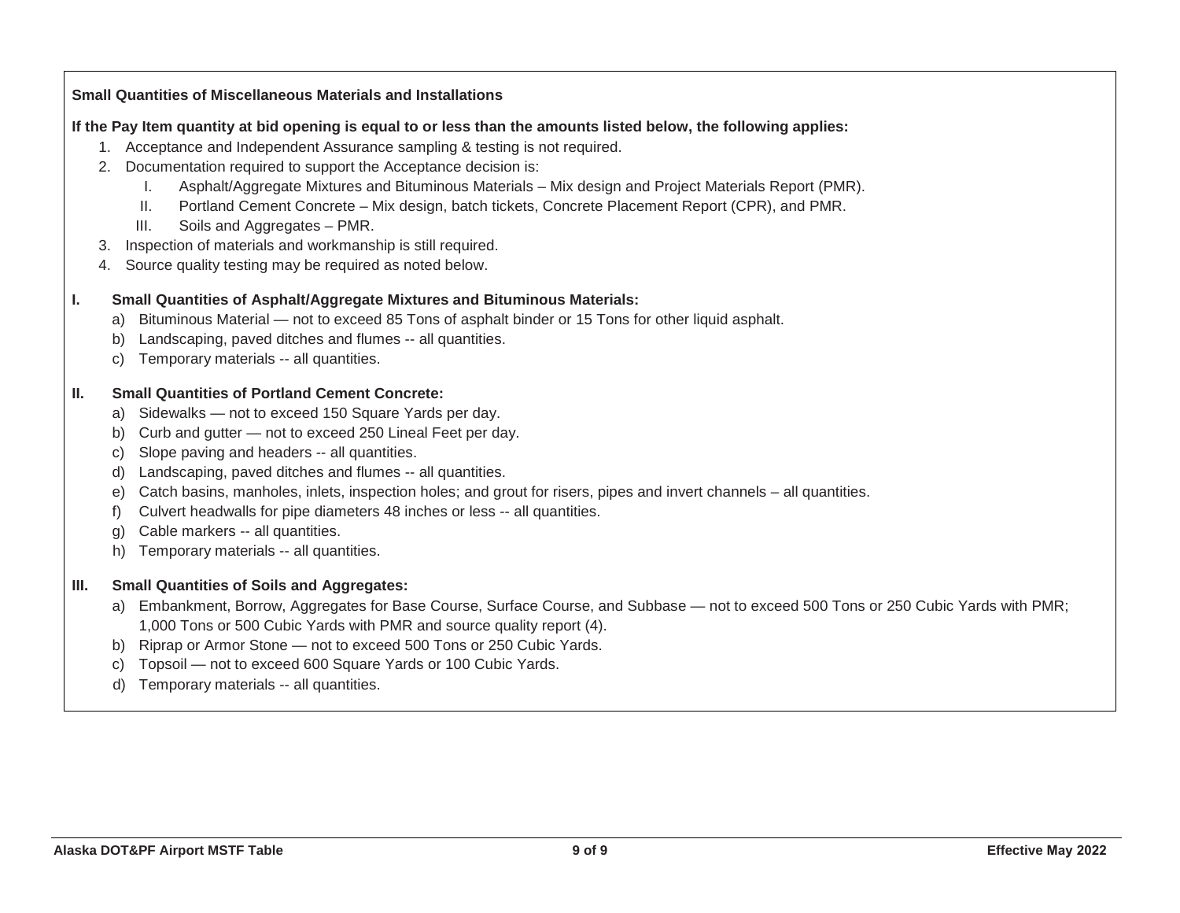**Small Quantities of Miscellaneous Materials and Installations**

**If the Pay Item quantity at bid opening is equal to or less than the amounts listed below, the following applies:**

1. Acceptance and Independent Assurance sampling & testing is not required.
2. Documentation required to support the Acceptance decision is:
   I. Asphalt/Aggregate Mixtures and Bituminous Materials – Mix design and Project Materials Report (PMR).
   II. Portland Cement Concrete – Mix design, batch tickets, Concrete Placement Report (CPR), and PMR.
   III. Soils and Aggregates – PMR.
3. Inspection of materials and workmanship is still required.
4. Source quality testing may be required as noted below.

**I. Small Quantities of Asphalt/Aggregate Mixtures and Bituminous Materials:**

a) Bituminous Material — not to exceed 85 Tons of asphalt binder or 15 Tons for other liquid asphalt.
b) Landscaping, paved ditches and flumes -- all quantities.
c) Temporary materials -- all quantities.

**II. Small Quantities of Portland Cement Concrete:**

a) Sidewalks — not to exceed 150 Square Yards per day.
b) Curb and gutter — not to exceed 250 Lineal Feet per day.
c) Slope paving and headers -- all quantities.
d) Landscaping, paved ditches and flumes -- all quantities.
e) Catch basins, manholes, inlets, inspection holes; and grout for risers, pipes and invert channels – all quantities.
f) Culvert headwalls for pipe diameters 48 inches or less -- all quantities.
g) Cable markers -- all quantities.
h) Temporary materials -- all quantities.

**III. Small Quantities of Soils and Aggregates:**

a) Embankment, Borrow, Aggregates for Base Course, Surface Course, and Subbase — not to exceed 500 Tons or 250 Cubic Yards with PMR; 1,000 Tons or 500 Cubic Yards with PMR and source quality report (4).
b) Riprap or Armor Stone — not to exceed 500 Tons or 250 Cubic Yards.
c) Topsoil — not to exceed 600 Square Yards or 100 Cubic Yards.
d) Temporary materials -- all quantities.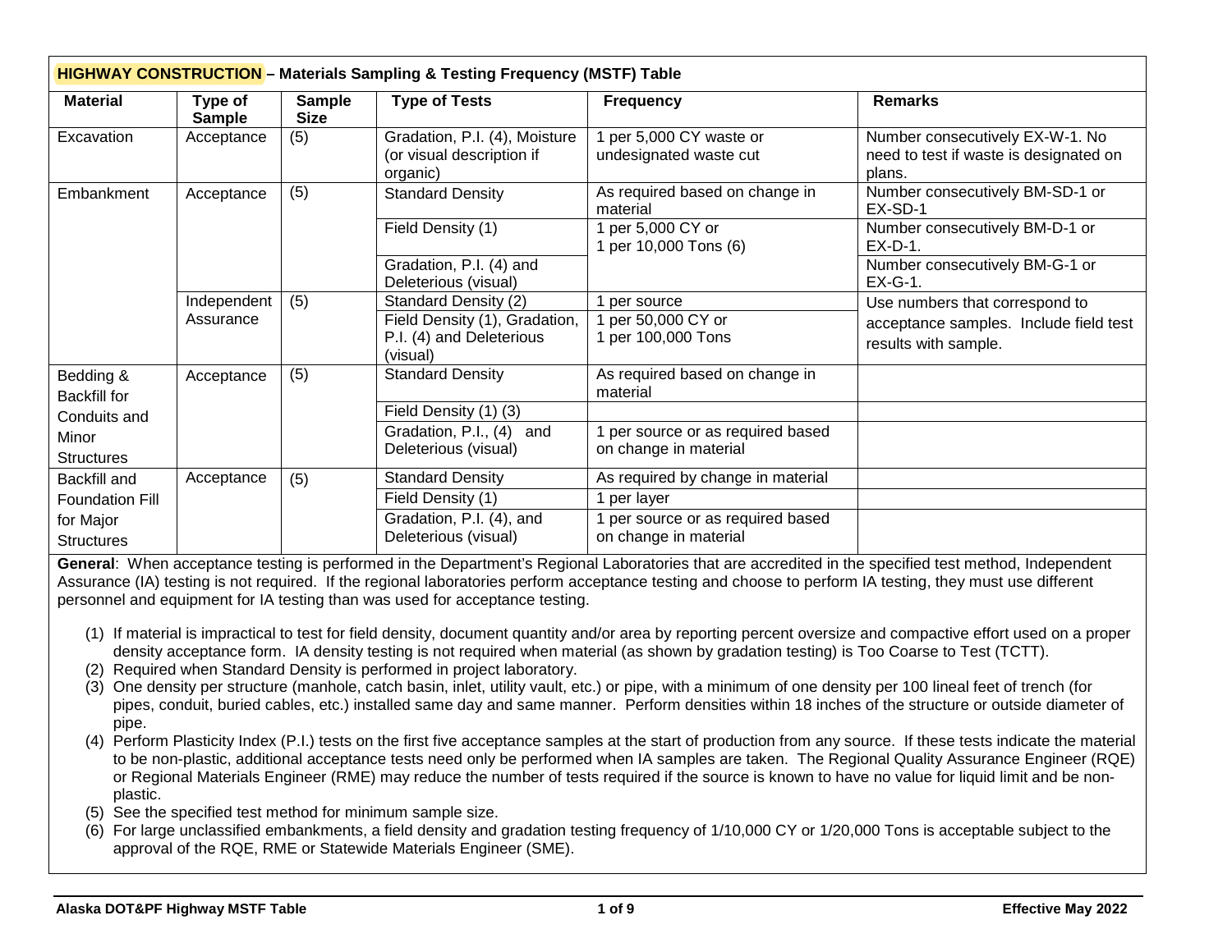**HIGHWAY CONSTRUCTION – Materials Sampling & Testing Frequency (MSTF) Table**

| Material | Type of Sample | Sample Size | Type of Tests | Frequency | Remarks |
|---|---|---|---|---|---|
| Excavation | Acceptance | (5) | Gradation, P.I. (4), Moisture (or visual description if organic) | 1 per 5,000 CY waste or undesignated waste cut | Number consecutively EX-W-1. No need to test if waste is designated on plans. |
| Embankment | Acceptance | (5) | Standard Density | As required based on change in material | Number consecutively BM-SD-1 or EX-SD-1 |
| | | | Field Density (1) | 1 per 5,000 CY or 1 per 10,000 Tons (6) | Number consecutively BM-D-1 or EX-D-1. |
| | | | Gradation, P.I. (4) and Deleterious (visual) | | Number consecutively BM-G-1 or EX-G-1. |
| | Independent Assurance | (5) | Standard Density (2) | 1 per source | Use numbers that correspond to acceptance samples. Include field test results with sample. |
| | | | Field Density (1), Gradation, P.I. (4) and Deleterious (visual) | 1 per 50,000 CY or 1 per 100,000 Tons | |
| Bedding & Backfill for Conduits and Minor Structures | Acceptance | (5) | Standard Density | As required based on change in material | |
| | | | Field Density (1) (3) | | |
| | | | Gradation, P.I., (4) and Deleterious (visual) | 1 per source or as required based on change in material | |
| Backfill and Foundation Fill for Major Structures | Acceptance | (5) | Standard Density | As required by change in material | |
| | | | Field Density (1) | 1 per layer | |
| | | | Gradation, P.I. (4), and Deleterious (visual) | 1 per source or as required based on change in material | |

**General**: When acceptance testing is performed in the Department's Regional Laboratories that are accredited in the specified test method, Independent Assurance (IA) testing is not required. If the regional laboratories perform acceptance testing and choose to perform IA testing, they must use different personnel and equipment for IA testing than was used for acceptance testing.

(1) If material is impractical to test for field density, document quantity and/or area by reporting percent oversize and compactive effort used on a proper density acceptance form. IA density testing is not required when material (as shown by gradation testing) is Too Coarse to Test (TCTT).
(2) Required when Standard Density is performed in project laboratory.
(3) One density per structure (manhole, catch basin, inlet, utility vault, etc.) or pipe, with a minimum of one density per 100 lineal feet of trench (for pipes, conduit, buried cables, etc.) installed same day and same manner. Perform densities within 18 inches of the structure or outside diameter of pipe.
(4) Perform Plasticity Index (P.I.) tests on the first five acceptance samples at the start of production from any source. If these tests indicate the material to be non-plastic, additional acceptance tests need only be performed when IA samples are taken. The Regional Quality Assurance Engineer (RQE) or Regional Materials Engineer (RME) may reduce the number of tests required if the source is known to have no value for liquid limit and be non-plastic.
(5) See the specified test method for minimum sample size.
(6) For large unclassified embankments, a field density and gradation testing frequency of 1/10,000 CY or 1/20,000 Tons is acceptable subject to the approval of the RQE, RME or Statewide Materials Engineer (SME).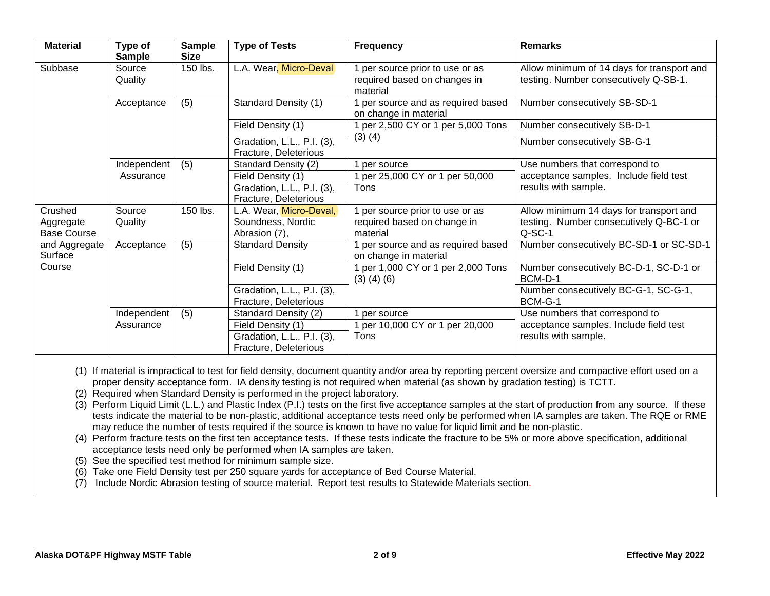| Material | Type of Sample | Sample Size | Type of Tests | Frequency | Remarks |
|---|---|---|---|---|---|
| Subbase | Source Quality | 150 lbs. | L.A. Wear, Micro-Deval | 1 per source prior to use or as required based on changes in material | Allow minimum of 14 days for transport and testing. Number consecutively Q-SB-1. |
| | Acceptance | (5) | Standard Density (1) | 1 per source and as required based on change in material | Number consecutively SB-SD-1 |
| | | | Field Density (1) | 1 per 2,500 CY or 1 per 5,000 Tons (3) (4) | Number consecutively SB-D-1 |
| | | | Gradation, L.L., P.I. (3), Fracture, Deleterious | | Number consecutively SB-G-1 |
| | Independent Assurance | (5) | Standard Density (2) | 1 per source | Use numbers that correspond to acceptance samples. Include field test results with sample. |
| | | | Field Density (1) | 1 per 25,000 CY or 1 per 50,000 Tons | |
| | | | Gradation, L.L., P.I. (3), Fracture, Deleterious | | |
| Crushed Aggregate Base Course and Aggregate Surface Course | Source Quality | 150 lbs. | L.A. Wear, Micro-Deval, Soundness, Nordic Abrasion (7), | 1 per source prior to use or as required based on change in material | Allow minimum 14 days for transport and testing. Number consecutively Q-BC-1 or Q-SC-1 |
| | Acceptance | (5) | Standard Density | 1 per source and as required based on change in material | Number consecutively BC-SD-1 or SC-SD-1 |
| | | | Field Density (1) | 1 per 1,000 CY or 1 per 2,000 Tons (3) (4) (6) | Number consecutively BC-D-1, SC-D-1 or BCM-D-1 |
| | | | Gradation, L.L., P.I. (3), Fracture, Deleterious | | Number consecutively BC-G-1, SC-G-1, BCM-G-1 |
| | Independent Assurance | (5) | Standard Density (2) | 1 per source | Use numbers that correspond to acceptance samples. Include field test results with sample. |
| | | | Field Density (1) | 1 per 10,000 CY or 1 per 20,000 Tons | |
| | | | Gradation, L.L., P.I. (3), Fracture, Deleterious | | |

(1) If material is impractical to test for field density, document quantity and/or area by reporting percent oversize and compactive effort used on a proper density acceptance form. IA density testing is not required when material (as shown by gradation testing) is TCTT.
(2) Required when Standard Density is performed in the project laboratory.
(3) Perform Liquid Limit (L.L.) and Plastic Index (P.I.) tests on the first five acceptance samples at the start of production from any source. If these tests indicate the material to be non-plastic, additional acceptance tests need only be performed when IA samples are taken. The RQE or RME may reduce the number of tests required if the source is known to have no value for liquid limit and be non-plastic.
(4) Perform fracture tests on the first ten acceptance tests. If these tests indicate the fracture to be 5% or more above specification, additional acceptance tests need only be performed when IA samples are taken.
(5) See the specified test method for minimum sample size.
(6) Take one Field Density test per 250 square yards for acceptance of Bed Course Material.
(7) Include Nordic Abrasion testing of source material. Report test results to Statewide Materials section.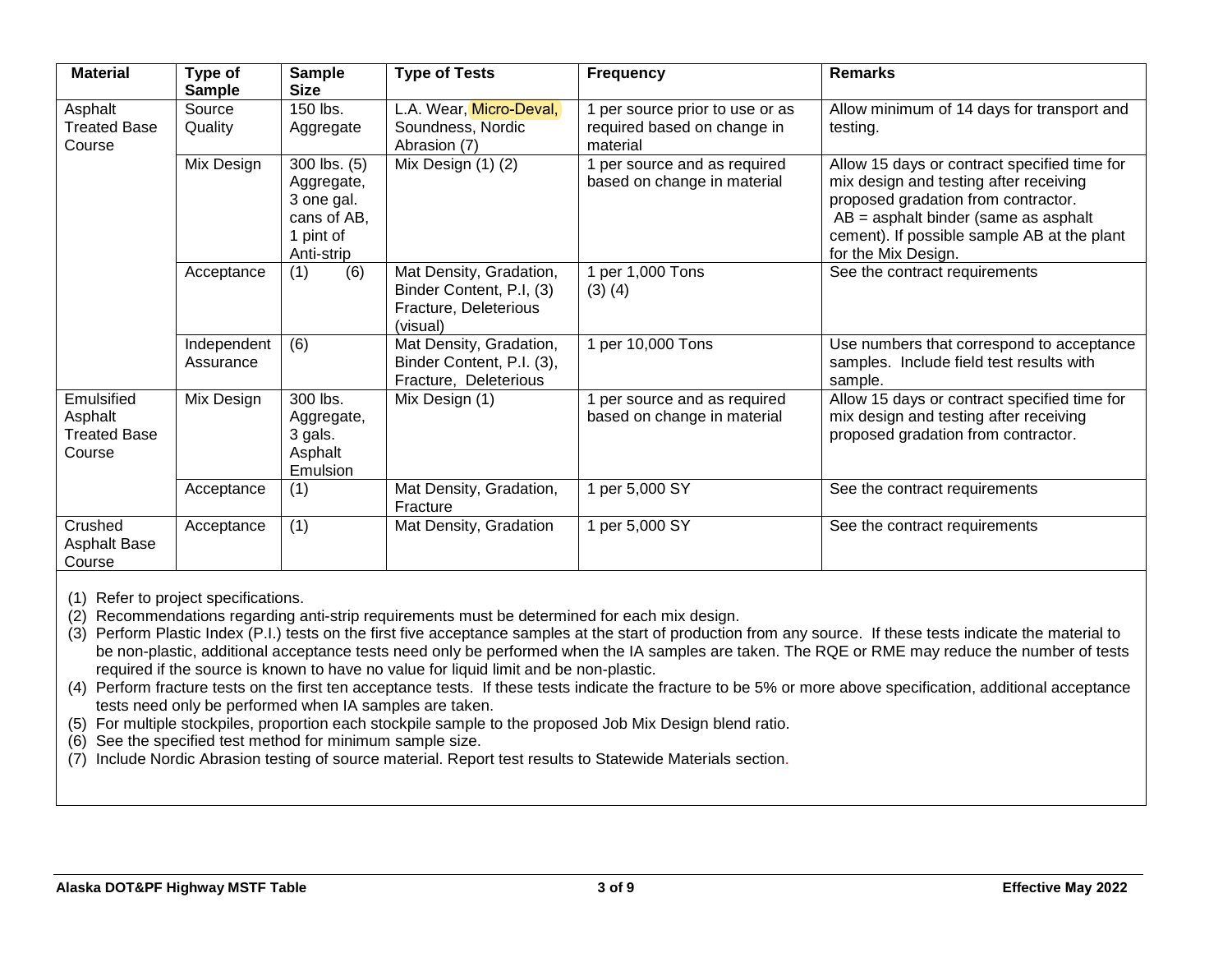| Material | Type of Sample | Sample Size | Type of Tests | Frequency | Remarks |
|---|---|---|---|---|---|
| Asphalt Treated Base Course | Source Quality | 150 lbs. Aggregate | L.A. Wear, Micro-Deval, Soundness, Nordic Abrasion (7) | 1 per source prior to use or as required based on change in material | Allow minimum of 14 days for transport and testing. |
| | Mix Design | 300 lbs. (5) Aggregate, 3 one gal. cans of AB, 1 pint of Anti-strip | Mix Design (1) (2) | 1 per source and as required based on change in material | Allow 15 days or contract specified time for mix design and testing after receiving proposed gradation from contractor. AB = asphalt binder (same as asphalt cement). If possible sample AB at the plant for the Mix Design. |
| | Acceptance | (1) (6) | Mat Density, Gradation, Binder Content, P.I, (3) Fracture, Deleterious (visual) | 1 per 1,000 Tons (3) (4) | See the contract requirements |
| | Independent Assurance | (6) | Mat Density, Gradation, Binder Content, P.I. (3), Fracture, Deleterious | 1 per 10,000 Tons | Use numbers that correspond to acceptance samples. Include field test results with sample. |
| Emulsified Asphalt Treated Base Course | Mix Design | 300 lbs. Aggregate, 3 gals. Asphalt Emulsion | Mix Design (1) | 1 per source and as required based on change in material | Allow 15 days or contract specified time for mix design and testing after receiving proposed gradation from contractor. |
| | Acceptance | (1) | Mat Density, Gradation, Fracture | 1 per 5,000 SY | See the contract requirements |
| Crushed Asphalt Base Course | Acceptance | (1) | Mat Density, Gradation | 1 per 5,000 SY | See the contract requirements |

(1) Refer to project specifications.
(2) Recommendations regarding anti-strip requirements must be determined for each mix design.
(3) Perform Plastic Index (P.I.) tests on the first five acceptance samples at the start of production from any source. If these tests indicate the material to be non-plastic, additional acceptance tests need only be performed when the IA samples are taken. The RQE or RME may reduce the number of tests required if the source is known to have no value for liquid limit and be non-plastic.
(4) Perform fracture tests on the first ten acceptance tests. If these tests indicate the fracture to be 5% or more above specification, additional acceptance tests need only be performed when IA samples are taken.
(5) For multiple stockpiles, proportion each stockpile sample to the proposed Job Mix Design blend ratio.
(6) See the specified test method for minimum sample size.
(7) Include Nordic Abrasion testing of source material. Report test results to Statewide Materials section.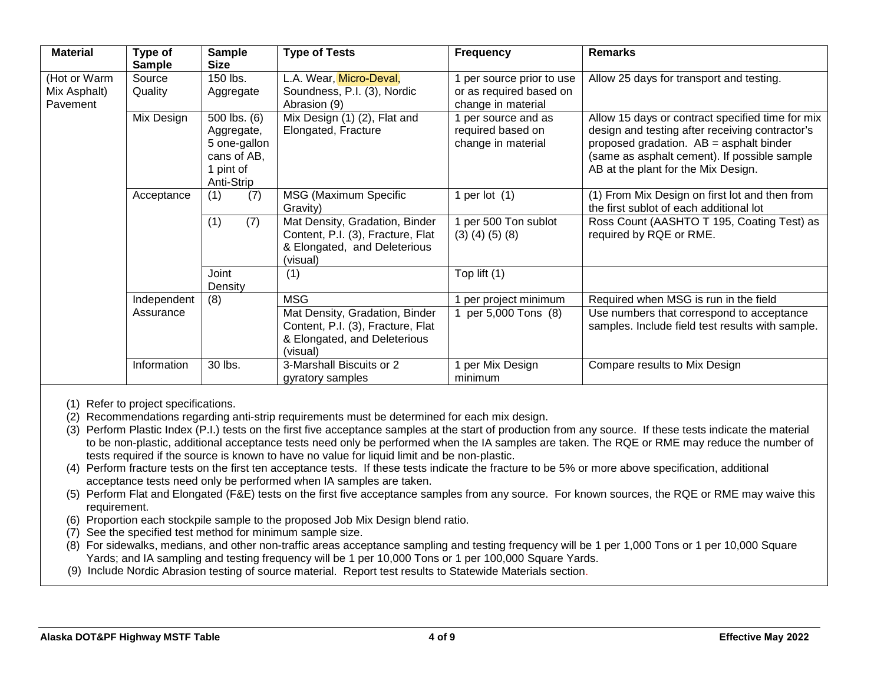| Material | Type of Sample | Sample Size | Type of Tests | Frequency | Remarks |
|---|---|---|---|---|---|
| (Hot or Warm Mix Asphalt) Pavement | Source Quality | 150 lbs. Aggregate | L.A. Wear, Micro-Deval, Soundness, P.I. (3), Nordic Abrasion (9) | 1 per source prior to use or as required based on change in material | Allow 25 days for transport and testing. |
| | Mix Design | 500 lbs. (6) Aggregate, 5 one-gallon cans of AB, 1 pint of Anti-Strip | Mix Design (1) (2), Flat and Elongated, Fracture | 1 per source and as required based on change in material | Allow 15 days or contract specified time for mix design and testing after receiving contractor's proposed gradation. AB = asphalt binder (same as asphalt cement). If possible sample AB at the plant for the Mix Design. |
| | Acceptance | (1) (7) | MSG (Maximum Specific Gravity) | 1 per lot (1) | (1) From Mix Design on first lot and then from the first sublot of each additional lot |
| | | (1) (7) | Mat Density, Gradation, Binder Content, P.I. (3), Fracture, Flat & Elongated, and Deleterious (visual) | 1 per 500 Ton sublot (3) (4) (5) (8) | Ross Count (AASHTO T 195, Coating Test) as required by RQE or RME. |
| | | Joint Density | (1) | Top lift (1) | |
| | Independent Assurance | (8) | MSG | 1 per project minimum | Required when MSG is run in the field |
| | | | Mat Density, Gradation, Binder Content, P.I. (3), Fracture, Flat & Elongated, and Deleterious (visual) | 1 per 5,000 Tons (8) | Use numbers that correspond to acceptance samples. Include field test results with sample. |
| | Information | 30 lbs. | 3-Marshall Biscuits or 2 gyratory samples | 1 per Mix Design minimum | Compare results to Mix Design |

(1) Refer to project specifications.
(2) Recommendations regarding anti-strip requirements must be determined for each mix design.
(3) Perform Plastic Index (P.I.) tests on the first five acceptance samples at the start of production from any source. If these tests indicate the material to be non-plastic, additional acceptance tests need only be performed when the IA samples are taken. The RQE or RME may reduce the number of tests required if the source is known to have no value for liquid limit and be non-plastic.
(4) Perform fracture tests on the first ten acceptance tests. If these tests indicate the fracture to be 5% or more above specification, additional acceptance tests need only be performed when IA samples are taken.
(5) Perform Flat and Elongated (F&E) tests on the first five acceptance samples from any source. For known sources, the RQE or RME may waive this requirement.
(6) Proportion each stockpile sample to the proposed Job Mix Design blend ratio.
(7) See the specified test method for minimum sample size.
(8) For sidewalks, medians, and other non-traffic areas acceptance sampling and testing frequency will be 1 per 1,000 Tons or 1 per 10,000 Square Yards; and IA sampling and testing frequency will be 1 per 10,000 Tons or 1 per 100,000 Square Yards.
(9) Include Nordic Abrasion testing of source material. Report test results to Statewide Materials section.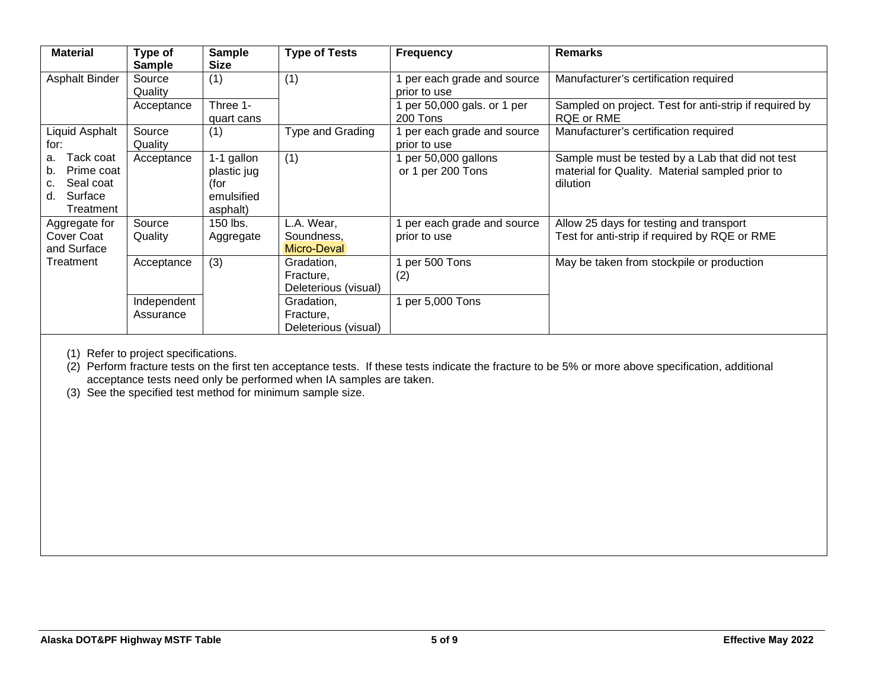| Material | Type of Sample | Sample Size | Type of Tests | Frequency | Remarks |
|---|---|---|---|---|---|
| Asphalt Binder | Source Quality | (1) | (1) | 1 per each grade and source prior to use | Manufacturer's certification required |
| | Acceptance | Three 1-quart cans | | 1 per 50,000 gals. or 1 per 200 Tons | Sampled on project. Test for anti-strip if required by RQE or RME |
| Liquid Asphalt for: a. Tack coat b. Prime coat c. Seal coat d. Surface Treatment | Source Quality | (1) | Type and Grading | 1 per each grade and source prior to use | Manufacturer's certification required |
| | Acceptance | 1-1 gallon plastic jug (for emulsified asphalt) | (1) | 1 per 50,000 gallons or 1 per 200 Tons | Sample must be tested by a Lab that did not test material for Quality. Material sampled prior to dilution |
| Aggregate for Cover Coat and Surface Treatment | Source Quality | 150 lbs. Aggregate | L.A. Wear, Soundness, Micro-Deval | 1 per each grade and source prior to use | Allow 25 days for testing and transport Test for anti-strip if required by RQE or RME |
| | Acceptance | (3) | Gradation, Fracture, Deleterious (visual) | 1 per 500 Tons (2) | May be taken from stockpile or production |
| | Independent Assurance | | Gradation, Fracture, Deleterious (visual) | 1 per 5,000 Tons | |

(1) Refer to project specifications.
(2) Perform fracture tests on the first ten acceptance tests. If these tests indicate the fracture to be 5% or more above specification, additional acceptance tests need only be performed when IA samples are taken.
(3) See the specified test method for minimum sample size.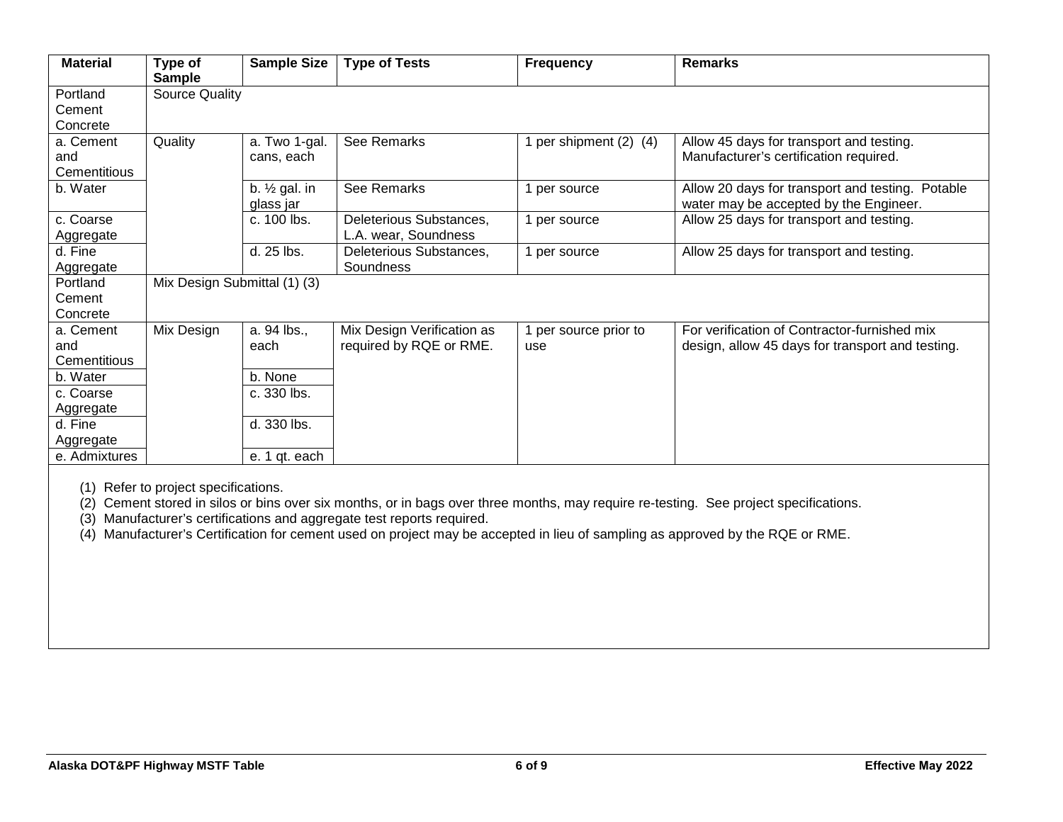| Material | Type of Sample | Sample Size | Type of Tests | Frequency | Remarks |
|---|---|---|---|---|---|
| Portland Cement Concrete | Source Quality | | | | |
| a. Cement and Cementitious | Quality | a. Two 1-gal. cans, each | See Remarks | 1 per shipment (2) (4) | Allow 45 days for transport and testing. Manufacturer's certification required. |
| b. Water | | b. ½ gal. in glass jar | See Remarks | 1 per source | Allow 20 days for transport and testing. Potable water may be accepted by the Engineer. |
| c. Coarse Aggregate | | c. 100 lbs. | Deleterious Substances, L.A. wear, Soundness | 1 per source | Allow 25 days for transport and testing. |
| d. Fine Aggregate | | d. 25 lbs. | Deleterious Substances, Soundness | 1 per source | Allow 25 days for transport and testing. |
| Portland Cement Concrete | Mix Design Submittal (1) (3) | | | | |
| a. Cement and Cementitious | Mix Design | a. 94 lbs., each | Mix Design Verification as required by RQE or RME. | 1 per source prior to use | For verification of Contractor-furnished mix design, allow 45 days for transport and testing. |
| b. Water | | b. None | | | |
| c. Coarse Aggregate | | c. 330 lbs. | | | |
| d. Fine Aggregate | | d. 330 lbs. | | | |
| e. Admixtures | | e. 1 qt. each | | | |

(1) Refer to project specifications.
(2) Cement stored in silos or bins over six months, or in bags over three months, may require re-testing. See project specifications.
(3) Manufacturer's certifications and aggregate test reports required.
(4) Manufacturer's Certification for cement used on project may be accepted in lieu of sampling as approved by the RQE or RME.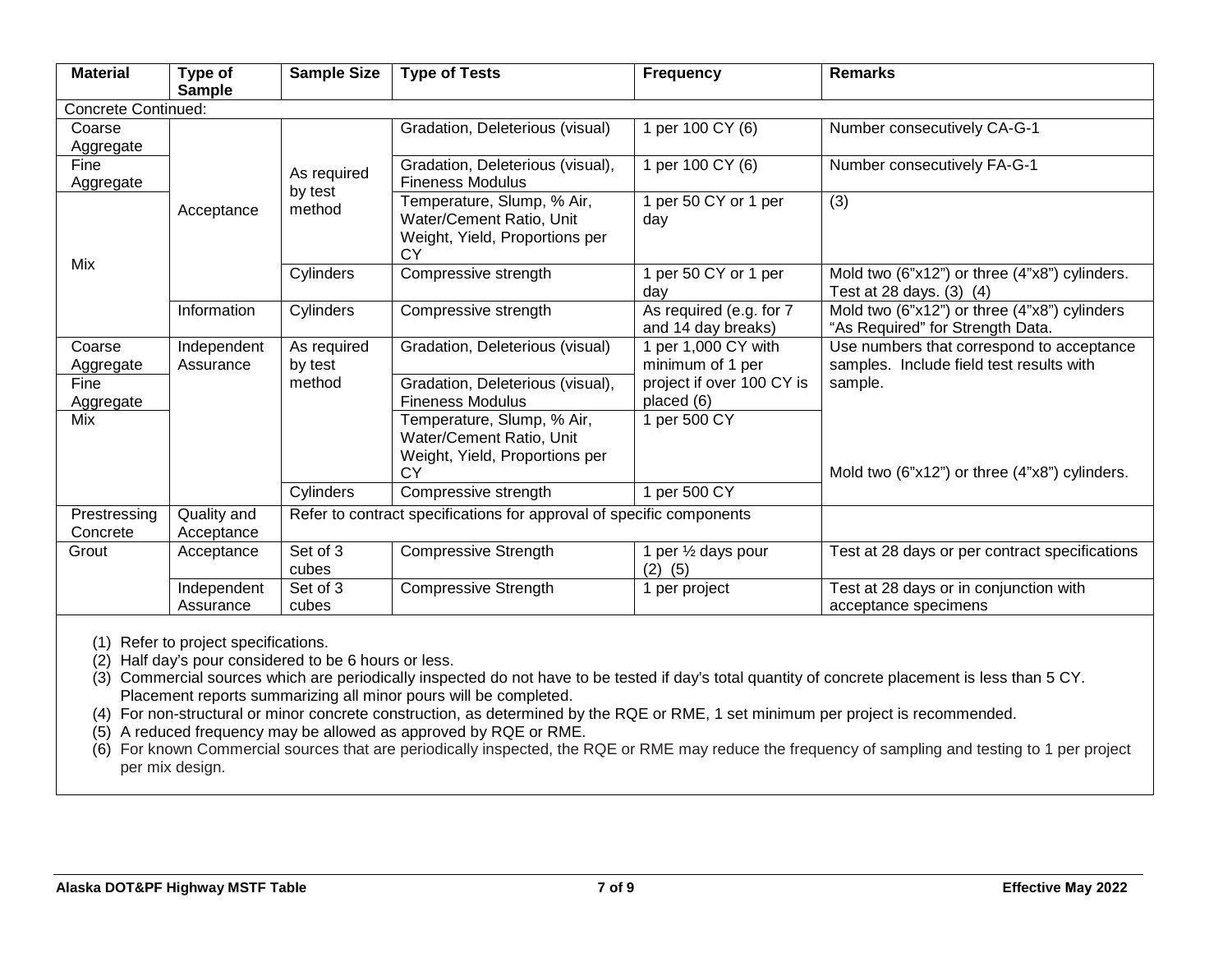| Material | Type of Sample | Sample Size | Type of Tests | Frequency | Remarks |
|---|---|---|---|---|---|
| Concrete Continued: | | | | | |
| Coarse Aggregate | Acceptance | As required by test method | Gradation, Deleterious (visual) | 1 per 100 CY (6) | Number consecutively CA-G-1 |
| Fine Aggregate | Acceptance | As required by test method | Gradation, Deleterious (visual), Fineness Modulus | 1 per 100 CY (6) | Number consecutively FA-G-1 |
| Mix | Acceptance | As required by test method | Temperature, Slump, % Air, Water/Cement Ratio, Unit Weight, Yield, Proportions per CY | 1 per 50 CY or 1 per day | (3) |
| Mix | Acceptance | Cylinders | Compressive strength | 1 per 50 CY or 1 per day | Mold two (6”x12”) or three (4”x8”) cylinders. Test at 28 days. (3) (4) |
| Mix | Information | Cylinders | Compressive strength | As required (e.g. for 7 and 14 day breaks) | Mold two (6”x12”) or three (4”x8”) cylinders “As Required” for Strength Data. |
| Coarse Aggregate | Independent Assurance | As required by test method | Gradation, Deleterious (visual) | 1 per 1,000 CY with minimum of 1 per project if over 100 CY is placed (6) | Use numbers that correspond to acceptance samples. Include field test results with sample. |
| Fine Aggregate | Independent Assurance | As required by test method | Gradation, Deleterious (visual), Fineness Modulus | 1 per 1,000 CY with minimum of 1 per project if over 100 CY is placed (6) | Use numbers that correspond to acceptance samples. Include field test results with sample. |
| Mix | Independent Assurance | As required by test method | Temperature, Slump, % Air, Water/Cement Ratio, Unit Weight, Yield, Proportions per CY | 1 per 500 CY | Mold two (6”x12”) or three (4”x8”) cylinders. |
| Mix | Independent Assurance | Cylinders | Compressive strength | 1 per 500 CY | Mold two (6”x12”) or three (4”x8”) cylinders. |
| Prestressing Concrete | Quality and Acceptance | Refer to contract specifications for approval of specific components | | | |
| Grout | Acceptance | Set of 3 cubes | Compressive Strength | 1 per ½ days pour (2) (5) | Test at 28 days or per contract specifications |
| Grout | Independent Assurance | Set of 3 cubes | Compressive Strength | 1 per project | Test at 28 days or in conjunction with acceptance specimens |

(1) Refer to project specifications.
(2) Half day’s pour considered to be 6 hours or less.
(3) Commercial sources which are periodically inspected do not have to be tested if day’s total quantity of concrete placement is less than 5 CY. Placement reports summarizing all minor pours will be completed.
(4) For non-structural or minor concrete construction, as determined by the RQE or RME, 1 set minimum per project is recommended.
(5) A reduced frequency may be allowed as approved by RQE or RME.
(6) For known Commercial sources that are periodically inspected, the RQE or RME may reduce the frequency of sampling and testing to 1 per project per mix design.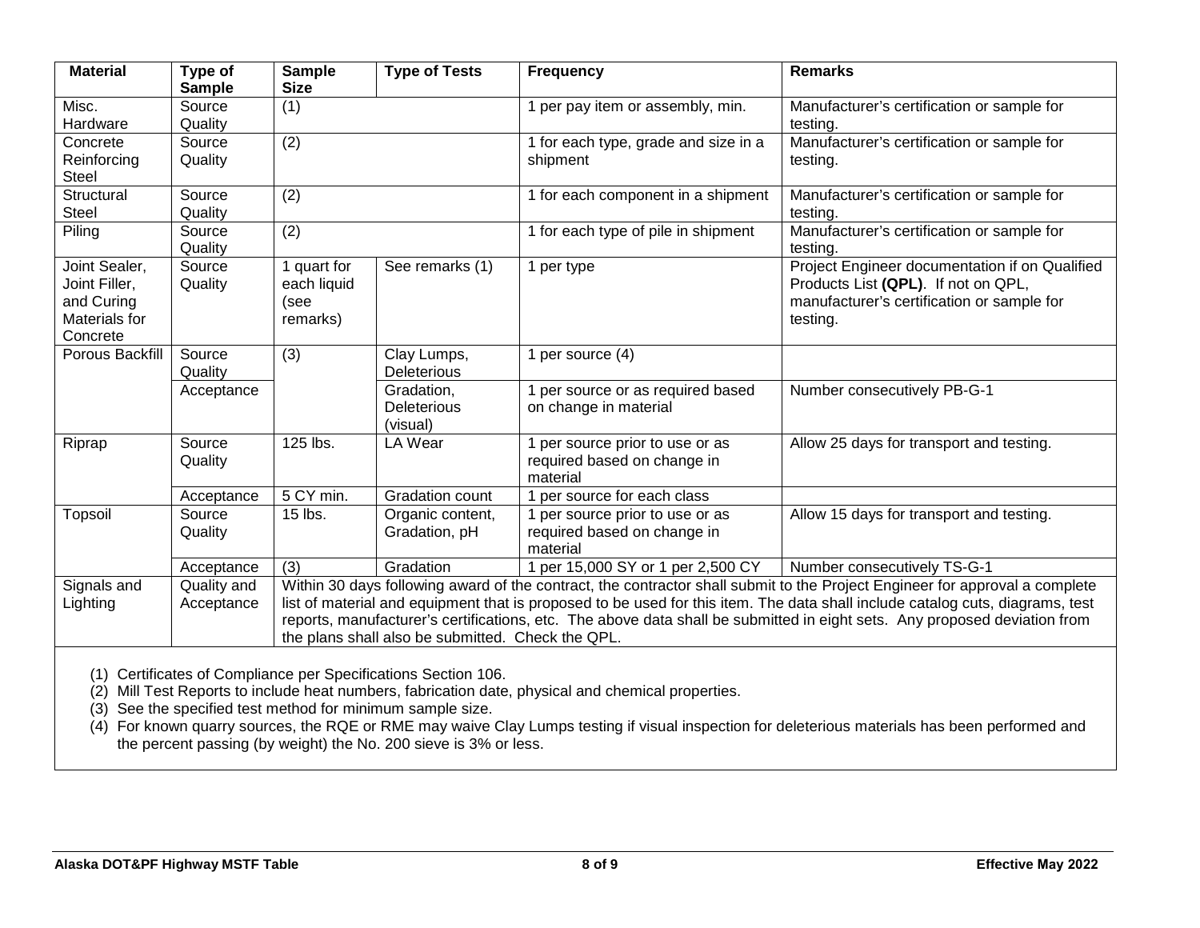| Material | Type of Sample | Sample Size | Type of Tests | Frequency | Remarks |
|---|---|---|---|---|---|
| Misc. Hardware | Source Quality | (1) | | 1 per pay item or assembly, min. | Manufacturer's certification or sample for testing. |
| Concrete Reinforcing Steel | Source Quality | (2) | | 1 for each type, grade and size in a shipment | Manufacturer's certification or sample for testing. |
| Structural Steel | Source Quality | (2) | | 1 for each component in a shipment | Manufacturer's certification or sample for testing. |
| Piling | Source Quality | (2) | | 1 for each type of pile in shipment | Manufacturer's certification or sample for testing. |
| Joint Sealer, Joint Filler, and Curing Materials for Concrete | Source Quality | 1 quart for each liquid (see remarks) | See remarks (1) | 1 per type | Project Engineer documentation if on Qualified Products List **(QPL)**. If not on QPL, manufacturer's certification or sample for testing. |
| Porous Backfill | Source Quality | (3) | Clay Lumps, Deleterious | 1 per source (4) | |
| | Acceptance | | Gradation, Deleterious (visual) | 1 per source or as required based on change in material | Number consecutively PB-G-1 |
| Riprap | Source Quality | 125 lbs. | LA Wear | 1 per source prior to use or as required based on change in material | Allow 25 days for transport and testing. |
| | Acceptance | 5 CY min. | Gradation count | 1 per source for each class | |
| Topsoil | Source Quality | 15 lbs. | Organic content, Gradation, pH | 1 per source prior to use or as required based on change in material | Allow 15 days for transport and testing. |
| | Acceptance | (3) | Gradation | 1 per 15,000 SY or 1 per 2,500 CY | Number consecutively TS-G-1 |
| Signals and Lighting | Quality and Acceptance | Within 30 days following award of the contract, the contractor shall submit to the Project Engineer for approval a complete list of material and equipment that is proposed to be used for this item. The data shall include catalog cuts, diagrams, test reports, manufacturer's certifications, etc. The above data shall be submitted in eight sets. Any proposed deviation from the plans shall also be submitted. Check the QPL. | | | |

(1) Certificates of Compliance per Specifications Section 106.
(2) Mill Test Reports to include heat numbers, fabrication date, physical and chemical properties.
(3) See the specified test method for minimum sample size.
(4) For known quarry sources, the RQE or RME may waive Clay Lumps testing if visual inspection for deleterious materials has been performed and the percent passing (by weight) the No. 200 sieve is 3% or less.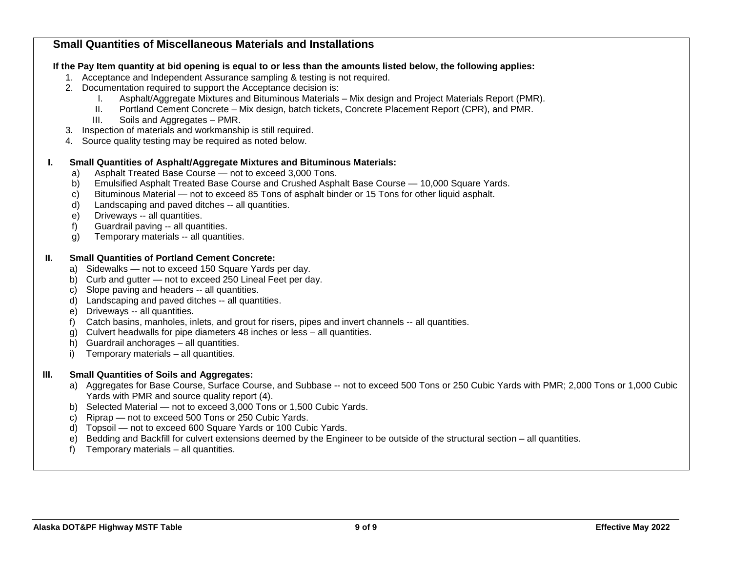## Small Quantities of Miscellaneous Materials and Installations

**If the Pay Item quantity at bid opening is equal to or less than the amounts listed below, the following applies:**

1. Acceptance and Independent Assurance sampling & testing is not required.
2. Documentation required to support the Acceptance decision is:
    I. Asphalt/Aggregate Mixtures and Bituminous Materials – Mix design and Project Materials Report (PMR).
    II. Portland Cement Concrete – Mix design, batch tickets, Concrete Placement Report (CPR), and PMR.
    III. Soils and Aggregates – PMR.
3. Inspection of materials and workmanship is still required.
4. Source quality testing may be required as noted below.

### I. Small Quantities of Asphalt/Aggregate Mixtures and Bituminous Materials:

a) Asphalt Treated Base Course — not to exceed 3,000 Tons.
b) Emulsified Asphalt Treated Base Course and Crushed Asphalt Base Course — 10,000 Square Yards.
c) Bituminous Material — not to exceed 85 Tons of asphalt binder or 15 Tons for other liquid asphalt.
d) Landscaping and paved ditches -- all quantities.
e) Driveways -- all quantities.
f) Guardrail paving -- all quantities.
g) Temporary materials -- all quantities.

### II. Small Quantities of Portland Cement Concrete:

a) Sidewalks — not to exceed 150 Square Yards per day.
b) Curb and gutter — not to exceed 250 Lineal Feet per day.
c) Slope paving and headers -- all quantities.
d) Landscaping and paved ditches -- all quantities.
e) Driveways -- all quantities.
f) Catch basins, manholes, inlets, and grout for risers, pipes and invert channels -- all quantities.
g) Culvert headwalls for pipe diameters 48 inches or less – all quantities.
h) Guardrail anchorages – all quantities.
i) Temporary materials – all quantities.

### III. Small Quantities of Soils and Aggregates:

a) Aggregates for Base Course, Surface Course, and Subbase -- not to exceed 500 Tons or 250 Cubic Yards with PMR; 2,000 Tons or 1,000 Cubic Yards with PMR and source quality report (4).
b) Selected Material — not to exceed 3,000 Tons or 1,500 Cubic Yards.
c) Riprap — not to exceed 500 Tons or 250 Cubic Yards.
d) Topsoil — not to exceed 600 Square Yards or 100 Cubic Yards.
e) Bedding and Backfill for culvert extensions deemed by the Engineer to be outside of the structural section – all quantities.
f) Temporary materials – all quantities.